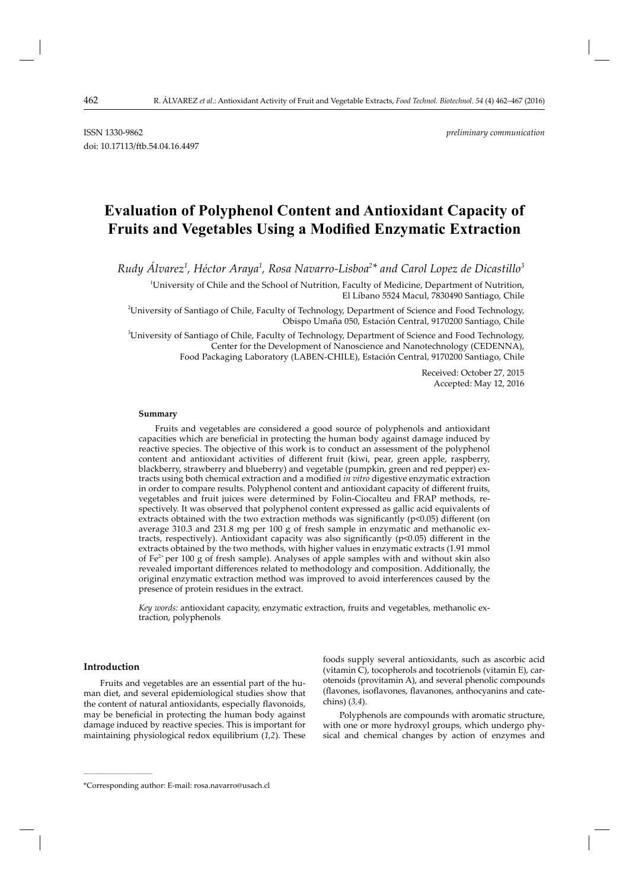ISSN 1330-9862 *preliminary communication*

doi: 10.17113/ftb.54.04.16.4497

# Evaluation of Polyphenol Content and Antioxidant Capacity of Fruits and Vegetables Using a Modified Enzymatic Extraction

*Rudy Álvarez*[1], *Héctor Araya*[1], *Rosa Navarro-Lisboa*[2]* *and Carol Lopez de Dicastillo*[3]

[1]University of Chile and the School of Nutrition, Faculty of Medicine, Department of Nutrition, El Líbano 5524 Macul, 7830490 Santiago, Chile

[2]University of Santiago of Chile, Faculty of Technology, Department of Science and Food Technology, Obispo Umaña 050, Estación Central, 9170200 Santiago, Chile

[3]University of Santiago of Chile, Faculty of Technology, Department of Science and Food Technology, Center for the Development of Nanoscience and Nanotechnology (CEDENNA), Food Packaging Laboratory (LABEN-CHILE), Estación Central, 9170200 Santiago, Chile

Received: October 27, 2015
Accepted: May 12, 2016

### Summary

Fruits and vegetables are considered a good source of polyphenols and antioxidant capacities which are beneficial in protecting the human body against damage induced by reactive species. The objective of this work is to conduct an assessment of the polyphenol content and antioxidant activities of different fruit (kiwi, pear, green apple, raspberry, blackberry, strawberry and blueberry) and vegetable (pumpkin, green and red pepper) extracts using both chemical extraction and a modified *in vitro* digestive enzymatic extraction in order to compare results. Polyphenol content and antioxidant capacity of different fruits, vegetables and fruit juices were determined by Folin-Ciocalteu and FRAP methods, respectively. It was observed that polyphenol content expressed as gallic acid equivalents of extracts obtained with the two extraction methods was significantly ($p<0.05$) different (on average 310.3 and 231.8 mg per 100 g of fresh sample in enzymatic and methanolic extracts, respectively). Antioxidant capacity was also significantly ($p<0.05$) different in the extracts obtained by the two methods, with higher values in enzymatic extracts (1.91 mmol of $Fe^{2+}$ per 100 g of fresh sample). Analyses of apple samples with and without skin also revealed important differences related to methodology and composition. Additionally, the original enzymatic extraction method was improved to avoid interferences caused by the presence of protein residues in the extract.

*Key words:* antioxidant capacity, enzymatic extraction, fruits and vegetables, methanolic extraction, polyphenols

### Introduction

Fruits and vegetables are an essential part of the human diet, and several epidemiological studies show that the content of natural antioxidants, especially flavonoids, may be beneficial in protecting the human body against damage induced by reactive species. This is important for maintaining physiological redox equilibrium (*1,2*). These foods supply several antioxidants, such as ascorbic acid (vitamin C), tocopherols and tocotrienols (vitamin E), carotenoids (provitamin A), and several phenolic compounds (flavones, isoflavones, flavanones, anthocyanins and catechins) (*3,4*).

Polyphenols are compounds with aromatic structure, with one or more hydroxyl groups, which undergo physical and chemical changes by action of enzymes and

\*Corresponding author: E-mail: rosa.navarro@usach.cl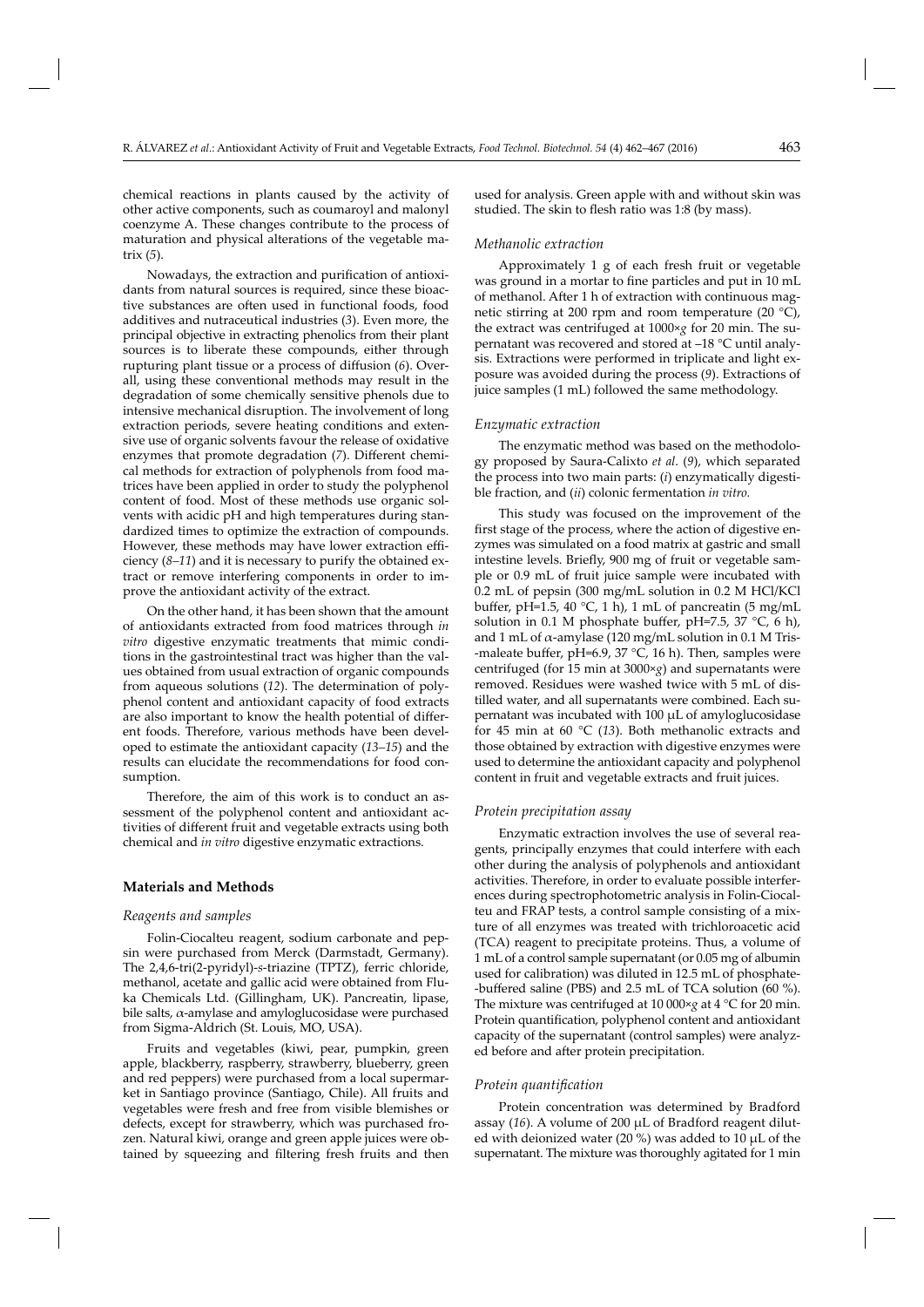chemical reactions in plants caused by the activity of other active components, such as coumaroyl and malonyl coenzyme A. These changes contribute to the process of maturation and physical alterations of the vegetable matrix (*5*).

Nowadays, the extraction and purification of antioxidants from natural sources is required, since these bioactive substances are often used in functional foods, food additives and nutraceutical industries (*3*). Even more, the principal objective in extracting phenolics from their plant sources is to liberate these compounds, either through rupturing plant tissue or a process of diffusion (*6*). Overall, using these conventional methods may result in the degradation of some chemically sensitive phenols due to intensive mechanical disruption. The involvement of long extraction periods, severe heating conditions and extensive use of organic solvents favour the release of oxidative enzymes that promote degradation (*7*). Different chemical methods for extraction of polyphenols from food matrices have been applied in order to study the polyphenol content of food. Most of these methods use organic solvents with acidic pH and high temperatures during standardized times to optimize the extraction of compounds. However, these methods may have lower extraction efficiency (*8–11*) and it is necessary to purify the obtained extract or remove interfering components in order to improve the antioxidant activity of the extract.

On the other hand, it has been shown that the amount of antioxidants extracted from food matrices through *in vitro* digestive enzymatic treatments that mimic conditions in the gastrointestinal tract was higher than the values obtained from usual extraction of organic compounds from aqueous solutions (*12*). The determination of polyphenol content and antioxidant capacity of food extracts are also important to know the health potential of different foods. Therefore, various methods have been developed to estimate the antioxidant capacity (*13–15*) and the results can elucidate the recommendations for food consumption.

Therefore, the aim of this work is to conduct an assessment of the polyphenol content and antioxidant activities of different fruit and vegetable extracts using both chemical and *in vitro* digestive enzymatic extractions.

## Materials and Methods

### Reagents and samples

Folin-Ciocalteu reagent, sodium carbonate and pepsin were purchased from Merck (Darmstadt, Germany). The 2,4,6-tri(2-pyridyl)-*s*-triazine (TPTZ), ferric chloride, methanol, acetate and gallic acid were obtained from Fluka Chemicals Ltd. (Gillingham, UK). Pancreatin, lipase, bile salts, α-amylase and amyloglucosidase were purchased from Sigma-Aldrich (St. Louis, MO, USA).

Fruits and vegetables (kiwi, pear, pumpkin, green apple, blackberry, raspberry, strawberry, blueberry, green and red peppers) were purchased from a local supermarket in Santiago province (Santiago, Chile). All fruits and vegetables were fresh and free from visible blemishes or defects, except for strawberry, which was purchased frozen. Natural kiwi, orange and green apple juices were obtained by squeezing and filtering fresh fruits and then used for analysis. Green apple with and without skin was studied. The skin to flesh ratio was 1:8 (by mass).

### Methanolic extraction

Approximately 1 g of each fresh fruit or vegetable was ground in a mortar to fine particles and put in 10 mL of methanol. After 1 h of extraction with continuous magnetic stirring at 200 rpm and room temperature (20 °C), the extract was centrifuged at 1000×*g* for 20 min. The supernatant was recovered and stored at –18 °C until analysis. Extractions were performed in triplicate and light exposure was avoided during the process (*9*). Extractions of juice samples (1 mL) followed the same methodology.

### Enzymatic extraction

The enzymatic method was based on the methodology proposed by Saura-Calixto *et al*. (*9*), which separated the process into two main parts: (*i*) enzymatically digestible fraction, and (*ii*) colonic fermentation *in vitro.*

This study was focused on the improvement of the first stage of the process, where the action of digestive enzymes was simulated on a food matrix at gastric and small intestine levels. Briefly, 900 mg of fruit or vegetable sample or 0.9 mL of fruit juice sample were incubated with 0.2 mL of pepsin (300 mg/mL solution in 0.2 M HCl/KCl buffer, pH=1.5, 40 °C, 1 h), 1 mL of pancreatin (5 mg/mL solution in 0.1 M phosphate buffer, pH=7.5, 37 °C, 6 h), and 1 mL of α-amylase (120 mg/mL solution in 0.1 M Tris-maleate buffer, pH=6.9, 37 °C, 16 h). Then, samples were centrifuged (for 15 min at 3000×*g*) and supernatants were removed. Residues were washed twice with 5 mL of distilled water, and all supernatants were combined. Each supernatant was incubated with 100 μL of amyloglucosidase for 45 min at 60 °C (*13*). Both methanolic extracts and those obtained by extraction with digestive enzymes were used to determine the antioxidant capacity and polyphenol content in fruit and vegetable extracts and fruit juices.

### Protein precipitation assay

Enzymatic extraction involves the use of several reagents, principally enzymes that could interfere with each other during the analysis of polyphenols and antioxidant activities. Therefore, in order to evaluate possible interferences during spectrophotometric analysis in Folin-Ciocalteu and FRAP tests, a control sample consisting of a mixture of all enzymes was treated with trichloroacetic acid (TCA) reagent to precipitate proteins. Thus, a volume of 1 mL of a control sample supernatant (or 0.05 mg of albumin used for calibration) was diluted in 12.5 mL of phosphate-buffered saline (PBS) and 2.5 mL of TCA solution (60 %). The mixture was centrifuged at 10 000×*g* at 4 °C for 20 min. Protein quantification, polyphenol content and antioxidant capacity of the supernatant (control samples) were analyzed before and after protein precipitation.

### Protein quantification

Protein concentration was determined by Bradford assay (*16*). A volume of 200 μL of Bradford reagent diluted with deionized water (20 %) was added to 10 μL of the supernatant. The mixture was thoroughly agitated for 1 min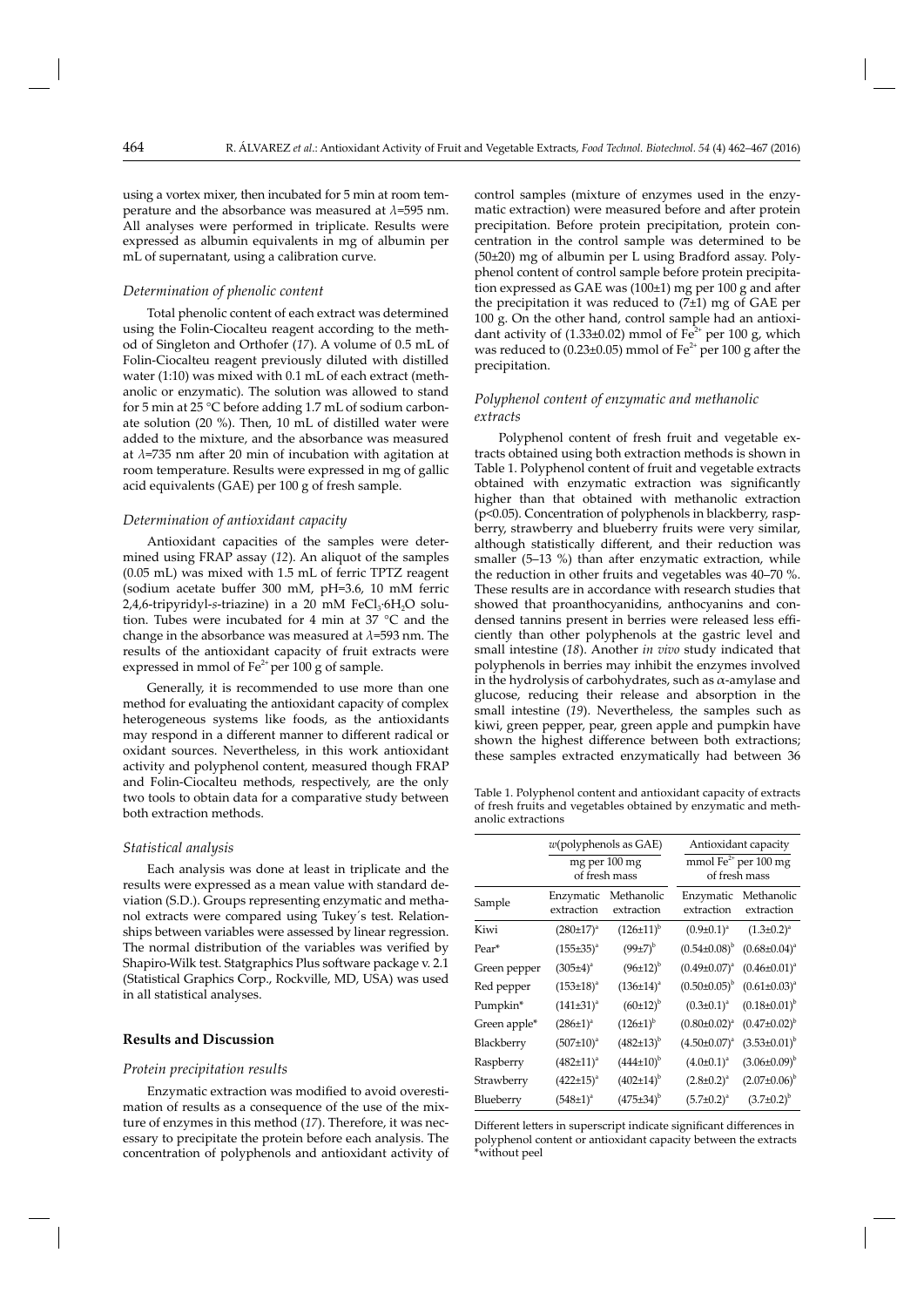using a vortex mixer, then incubated for 5 min at room temperature and the absorbance was measured at $\lambda$=595 nm. All analyses were performed in triplicate. Results were expressed as albumin equivalents in mg of albumin per mL of supernatant, using a calibration curve.

### *Determination of phenolic content*

Total phenolic content of each extract was determined using the Folin-Ciocalteu reagent according to the method of Singleton and Orthofer (*17*). A volume of 0.5 mL of Folin-Ciocalteu reagent previously diluted with distilled water (1:10) was mixed with 0.1 mL of each extract (methanolic or enzymatic). The solution was allowed to stand for 5 min at 25 °C before adding 1.7 mL of sodium carbonate solution (20 %). Then, 10 mL of distilled water were added to the mixture, and the absorbance was measured at $\lambda$=735 nm after 20 min of incubation with agitation at room temperature. Results were expressed in mg of gallic acid equivalents (GAE) per 100 g of fresh sample.

### *Determination of antioxidant capacity*

Antioxidant capacities of the samples were determined using FRAP assay (*12*). An aliquot of the samples (0.05 mL) was mixed with 1.5 mL of ferric TPTZ reagent (sodium acetate buffer 300 mM, pH=3.6, 10 mM ferric 2,4,6-tripyridyl-*s*-triazine) in a 20 mM $FeCl_3{\cdot}6H_2O$ solution. Tubes were incubated for 4 min at 37 °C and the change in the absorbance was measured at $\lambda$=593 nm. The results of the antioxidant capacity of fruit extracts were expressed in mmol of $Fe^{2+}$ per 100 g of sample.

Generally, it is recommended to use more than one method for evaluating the antioxidant capacity of complex heterogeneous systems like foods, as the antioxidants may respond in a different manner to different radical or oxidant sources. Nevertheless, in this work antioxidant activity and polyphenol content, measured though FRAP and Folin-Ciocalteu methods, respectively, are the only two tools to obtain data for a comparative study between both extraction methods.

### *Statistical analysis*

Each analysis was done at least in triplicate and the results were expressed as a mean value with standard deviation (S.D.). Groups representing enzymatic and methanol extracts were compared using Tukey´s test. Relationships between variables were assessed by linear regression. The normal distribution of the variables was verified by Shapiro-Wilk test. Statgraphics Plus software package v. 2.1 (Statistical Graphics Corp., Rockville, MD, USA) was used in all statistical analyses.

## **Results and Discussion**

### *Protein precipitation results*

Enzymatic extraction was modified to avoid overestimation of results as a consequence of the use of the mixture of enzymes in this method (*17*). Therefore, it was necessary to precipitate the protein before each analysis. The concentration of polyphenols and antioxidant activity of control samples (mixture of enzymes used in the enzymatic extraction) were measured before and after protein precipitation. Before protein precipitation, protein concentration in the control sample was determined to be (50±20) mg of albumin per L using Bradford assay. Polyphenol content of control sample before protein precipitation expressed as GAE was (100±1) mg per 100 g and after the precipitation it was reduced to (7±1) mg of GAE per 100 g. On the other hand, control sample had an antioxidant activity of (1.33±0.02) mmol of $Fe^{2+}$ per 100 g, which was reduced to (0.23±0.05) mmol of $Fe^{2+}$ per 100 g after the precipitation.

### *Polyphenol content of enzymatic and methanolic extracts*

Polyphenol content of fresh fruit and vegetable extracts obtained using both extraction methods is shown in Table 1. Polyphenol content of fruit and vegetable extracts obtained with enzymatic extraction was significantly higher than that obtained with methanolic extraction ($p<0.05$). Concentration of polyphenols in blackberry, raspberry, strawberry and blueberry fruits were very similar, although statistically different, and their reduction was smaller (5–13 %) than after enzymatic extraction, while the reduction in other fruits and vegetables was 40–70 %. These results are in accordance with research studies that showed that proanthocyanidins, anthocyanins and condensed tannins present in berries were released less efficiently than other polyphenols at the gastric level and small intestine (*18*). Another *in vivo* study indicated that polyphenols in berries may inhibit the enzymes involved in the hydrolysis of carbohydrates, such as $\alpha$-amylase and glucose, reducing their release and absorption in the small intestine (*19*). Nevertheless, the samples such as kiwi, green pepper, pear, green apple and pumpkin have shown the highest difference between both extractions; these samples extracted enzymatically had between 36

Table 1. Polyphenol content and antioxidant capacity of extracts of fresh fruits and vegetables obtained by enzymatic and methanolic extractions

| | $w$(polyphenols as GAE) | | Antioxidant capacity | |
|---|---|---|---|---|
| | mg per 100 mg of fresh mass | | mmol $Fe^{2+}$ per 100 mg of fresh mass | |
| Sample | Enzymatic extraction | Methanolic extraction | Enzymatic extraction | Methanolic extraction |
| Kiwi | $(280±17)^a$ | $(126±11)^b$ | $(0.9±0.1)^a$ | $(1.3±0.2)^a$ |
| Pear* | $(155±35)^a$ | $(99±7)^b$ | $(0.54±0.08)^b$ | $(0.68±0.04)^a$ |
| Green pepper | $(305±4)^a$ | $(96±12)^b$ | $(0.49±0.07)^a$ | $(0.46±0.01)^a$ |
| Red pepper | $(153±18)^a$ | $(136±14)^a$ | $(0.50±0.05)^b$ | $(0.61±0.03)^a$ |
| Pumpkin* | $(141±31)^a$ | $(60±12)^b$ | $(0.3±0.1)^a$ | $(0.18±0.01)^b$ |
| Green apple* | $(286±1)^a$ | $(126±1)^b$ | $(0.80±0.02)^a$ | $(0.47±0.02)^b$ |
| Blackberry | $(507±10)^a$ | $(482±13)^b$ | $(4.50±0.07)^a$ | $(3.53±0.01)^b$ |
| Raspberry | $(482±11)^a$ | $(444±10)^b$ | $(4.0±0.1)^a$ | $(3.06±0.09)^b$ |
| Strawberry | $(422±15)^a$ | $(402±14)^b$ | $(2.8±0.2)^a$ | $(2.07±0.06)^b$ |
| Blueberry | $(548±1)^a$ | $(475±34)^b$ | $(5.7±0.2)^a$ | $(3.7±0.2)^b$ |

Different letters in superscript indicate significant differences in polyphenol content or antioxidant capacity between the extracts
*without peel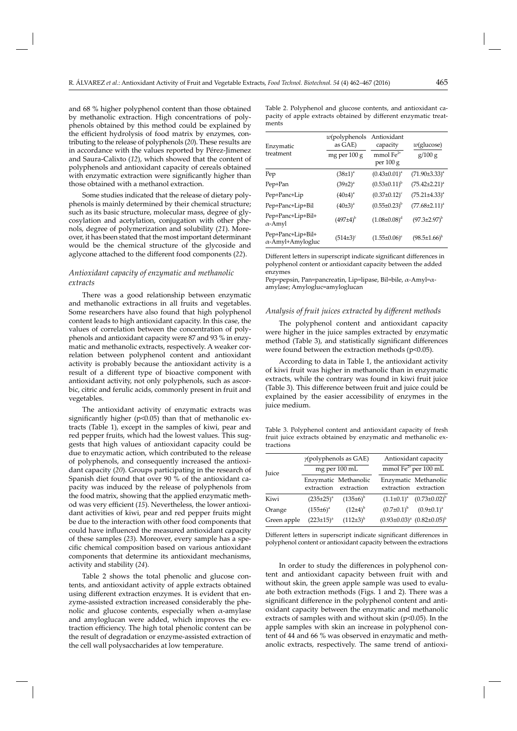and 68 % higher polyphenol content than those obtained by methanolic extraction. High concentrations of polyphenols obtained by this method could be explained by the efficient hydrolysis of food matrix by enzymes, contributing to the release of polyphenols (*20*). These results are in accordance with the values reported by Pérez-Jimenez and Saura-Calixto (*12*), which showed that the content of polyphenols and antioxidant capacity of cereals obtained with enzymatic extraction were significantly higher than those obtained with a methanol extraction.

Some studies indicated that the release of dietary polyphenols is mainly determined by their chemical structure; such as its basic structure, molecular mass, degree of glycosylation and acetylation, conjugation with other phenols, degree of polymerization and solubility (*21*). Moreover, it has been stated that the most important determinant would be the chemical structure of the glycoside and aglycone attached to the different food components (*22*).

### *Antioxidant capacity of enzymatic and methanolic extracts*

There was a good relationship between enzymatic and methanolic extractions in all fruits and vegetables. Some researchers have also found that high polyphenol content leads to high antioxidant capacity. In this case, the values of correlation between the concentration of polyphenols and antioxidant capacity were 87 and 93 % in enzymatic and methanolic extracts, respectively. A weaker correlation between polyphenol content and antioxidant activity is probably because the antioxidant activity is a result of a different type of bioactive component with antioxidant activity, not only polyphenols, such as ascorbic, citric and ferulic acids, commonly present in fruit and vegetables.

The antioxidant activity of enzymatic extracts was significantly higher ($p<0.05$) than that of methanolic extracts (Table 1), except in the samples of kiwi, pear and red pepper fruits, which had the lowest values. This suggests that high values of antioxidant capacity could be due to enzymatic action, which contributed to the release of polyphenols, and consequently increased the antioxidant capacity (*20*). Groups participating in the research of Spanish diet found that over 90 % of the antioxidant capacity was induced by the release of polyphenols from the food matrix, showing that the applied enzymatic method was very efficient (*15*). Nevertheless, the lower antioxidant activities of kiwi, pear and red pepper fruits might be due to the interaction with other food components that could have influenced the measured antioxidant capacity of these samples (*23*). Moreover, every sample has a specific chemical composition based on various antioxidant components that determine its antioxidant mechanisms, activity and stability (*24*).

Table 2 shows the total phenolic and glucose contents, and antioxidant activity of apple extracts obtained using different extraction enzymes. It is evident that enzyme-assisted extraction increased considerably the phenolic and glucose contents, especially when α-amylase and amyloglucan were added, which improves the extraction efficiency. The high total phenolic content can be the result of degradation or enzyme-assisted extraction of the cell wall polysaccharides at low temperature.

Table 2. Polyphenol and glucose contents, and antioxidant capacity of apple extracts obtained by different enzymatic treatments

| Enzymatic treatment | $w$(polyphenols as GAE) | Antioxidant capacity | $w$(glucose) |
|---|---|---|---|
| | mg per 100 g | mmol $Fe^{2+}$ per 100 g | g/100 g |
| Pep | $(38\pm1)^a$ | $(0.43\pm0.01)^a$ | $(71.90\pm3.33)^a$ |
| Pep+Pan | $(39\pm2)^a$ | $(0.53\pm0.11)^b$ | $(75.42\pm2.21)^a$ |
| Pep+Panc+Lip | $(40\pm4)^a$ | $(0.37\pm0.12)^c$ | $(75.21\pm4.33)^a$ |
| Pep+Panc+Lip+Bil | $(40\pm3)^a$ | $(0.55\pm0.23)^b$ | $(77.68\pm2.11)^a$ |
| Pep+Panc+Lip+Bil+α-Amyl | $(497\pm4)^b$ | $(1.08\pm0.08)^d$ | $(97.3\pm2.97)^b$ |
| Pep+Panc+Lip+Bil+α-Amyl+Amylogluc | $(514\pm3)^c$ | $(1.55\pm0.06)^e$ | $(98.5\pm1.66)^b$ |

Different letters in superscript indicate significant differences in polyphenol content or antioxidant capacity between the added enzymes

Pep=pepsin, Pan=pancreatin, Lip=lipase, Bil=bile, α-Amyl=α-amylase; Amylogluc=amyloglucan

### *Analysis of fruit juices extracted by different methods*

The polyphenol content and antioxidant capacity were higher in the juice samples extracted by enzymatic method (Table 3), and statistically significant differences were found between the extraction methods ($p<0.05$).

According to data in Table 1, the antioxidant activity of kiwi fruit was higher in methanolic than in enzymatic extracts, while the contrary was found in kiwi fruit juice (Table 3). This difference between fruit and juice could be explained by the easier accessibility of enzymes in the juice medium.

Table 3. Polyphenol content and antioxidant capacity of fresh fruit juice extracts obtained by enzymatic and methanolic extractions

| Juice | $\gamma$(polyphenols as GAE) | | Antioxidant capacity | |
|---|---|---|---|---|
| | mg per 100 mL | | mmol $Fe^{2+}$ per 100 mL | |
| | Enzymatic extraction | Methanolic extraction | Enzymatic extraction | Methanolic extraction |
| Kiwi | $(235\pm25)^a$ | $(135\pm6)^b$ | $(1.1\pm0.1)^a$ | $(0.73\pm0.02)^b$ |
| Orange | $(155\pm6)^a$ | $(12\pm4)^b$ | $(0.7\pm0.1)^b$ | $(0.9\pm0.1)^a$ |
| Green apple | $(223\pm15)^a$ | $(112\pm3)^b$ | $(0.93\pm0.03)^a$ | $(0.82\pm0.05)^b$ |

Different letters in superscript indicate significant differences in polyphenol content or antioxidant capacity between the extractions

In order to study the differences in polyphenol content and antioxidant capacity between fruit with and without skin, the green apple sample was used to evaluate both extraction methods (Figs. 1 and 2). There was a significant difference in the polyphenol content and antioxidant capacity between the enzymatic and methanolic extracts of samples with and without skin ($p<0.05$). In the apple samples with skin an increase in polyphenol content of 44 and 66 % was observed in enzymatic and methanolic extracts, respectively. The same trend of antioxi-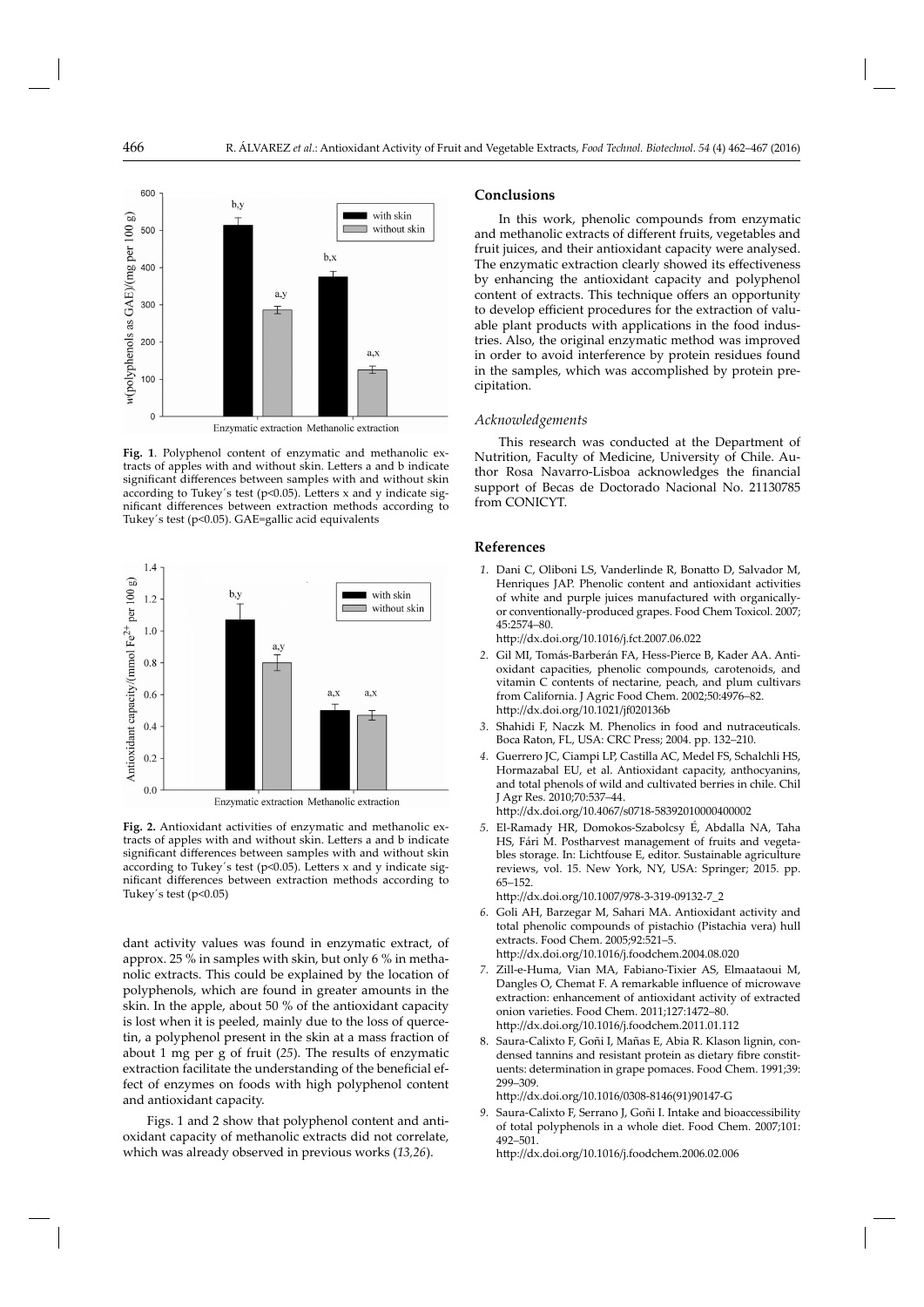**Fig. 1**. Polyphenol content of enzymatic and methanolic extracts of apples with and without skin. Letters a and b indicate significant differences between samples with and without skin according to Tukey´s test ($p<0.05$). Letters x and y indicate significant differences between extraction methods according to Tukey´s test ($p<0.05$). GAE=gallic acid equivalents

**Fig. 2.** Antioxidant activities of enzymatic and methanolic extracts of apples with and without skin. Letters a and b indicate significant differences between samples with and without skin according to Tukey´s test ($p<0.05$). Letters x and y indicate significant differences between extraction methods according to Tukey´s test ($p<0.05$)

dant activity values was found in enzymatic extract, of approx. 25 % in samples with skin, but only 6 % in methanolic extracts. This could be explained by the location of polyphenols, which are found in greater amounts in the skin. In the apple, about 50 % of the antioxidant capacity is lost when it is peeled, mainly due to the loss of quercetin, a polyphenol present in the skin at a mass fraction of about 1 mg per g of fruit (*25*). The results of enzymatic extraction facilitate the understanding of the beneficial effect of enzymes on foods with high polyphenol content and antioxidant capacity.

Figs. 1 and 2 show that polyphenol content and antioxidant capacity of methanolic extracts did not correlate, which was already observed in previous works (*13,26*).

## Conclusions

In this work, phenolic compounds from enzymatic and methanolic extracts of different fruits, vegetables and fruit juices, and their antioxidant capacity were analysed. The enzymatic extraction clearly showed its effectiveness by enhancing the antioxidant capacity and polyphenol content of extracts. This technique offers an opportunity to develop efficient procedures for the extraction of valuable plant products with applications in the food industries. Also, the original enzymatic method was improved in order to avoid interference by protein residues found in the samples, which was accomplished by protein precipitation.

### *Acknowledgements*

This research was conducted at the Department of Nutrition, Faculty of Medicine, University of Chile. Author Rosa Navarro-Lisboa acknowledges the financial support of Becas de Doctorado Nacional No. 21130785 from CONICYT.

## References

*1.* Dani C, Oliboni LS, Vanderlinde R, Bonatto D, Salvador M, Henriques JAP. Phenolic content and antioxidant activities of white and purple juices manufactured with organically- or conventionally-produced grapes. Food Chem Toxicol. 2007; 45:2574–80.
http://dx.doi.org/10.1016/j.fct.2007.06.022

*2.* Gil MI, Tomás-Barberán FA, Hess-Pierce B, Kader AA. Antioxidant capacities, phenolic compounds, carotenoids, and vitamin C contents of nectarine, peach, and plum cultivars from California. J Agric Food Chem. 2002;50:4976–82.
http://dx.doi.org/10.1021/jf020136b

*3.* Shahidi F, Naczk M. Phenolics in food and nutraceuticals. Boca Raton, FL, USA: CRC Press; 2004. pp. 132–210.

*4.* Guerrero JC, Ciampi LP, Castilla AC, Medel FS, Schalchli HS, Hormazabal EU, et al. Antioxidant capacity, anthocyanins, and total phenols of wild and cultivated berries in chile. Chil J Agr Res. 2010;70:537–44.
http://dx.doi.org/10.4067/s0718-58392010000400002

*5.* El-Ramady HR, Domokos-Szabolcsy É, Abdalla NA, Taha HS, Fári M. Postharvest management of fruits and vegetables storage. In: Lichtfouse E, editor. Sustainable agriculture reviews, vol. 15. New York, NY, USA: Springer; 2015. pp. 65–152.
http://dx.doi.org/10.1007/978-3-319-09132-7_2

*6.* Goli AH, Barzegar M, Sahari MA. Antioxidant activity and total phenolic compounds of pistachio (Pistachia vera) hull extracts. Food Chem. 2005;92:521–5.
http://dx.doi.org/10.1016/j.foodchem.2004.08.020

*7.* Zill-e-Huma, Vian MA, Fabiano-Tixier AS, Elmaataoui M, Dangles O, Chemat F. A remarkable influence of microwave extraction: enhancement of antioxidant activity of extracted onion varieties. Food Chem. 2011;127:1472–80.
http://dx.doi.org/10.1016/j.foodchem.2011.01.112

*8.* Saura-Calixto F, Goñi I, Mañas E, Abia R. Klason lignin, condensed tannins and resistant protein as dietary fibre constituents: determination in grape pomaces. Food Chem. 1991;39: 299–309.
http://dx.doi.org/10.1016/0308-8146(91)90147-G

*9.* Saura-Calixto F, Serrano J, Goñi I. Intake and bioaccessibility of total polyphenols in a whole diet. Food Chem. 2007;101: 492–501.
http://dx.doi.org/10.1016/j.foodchem.2006.02.006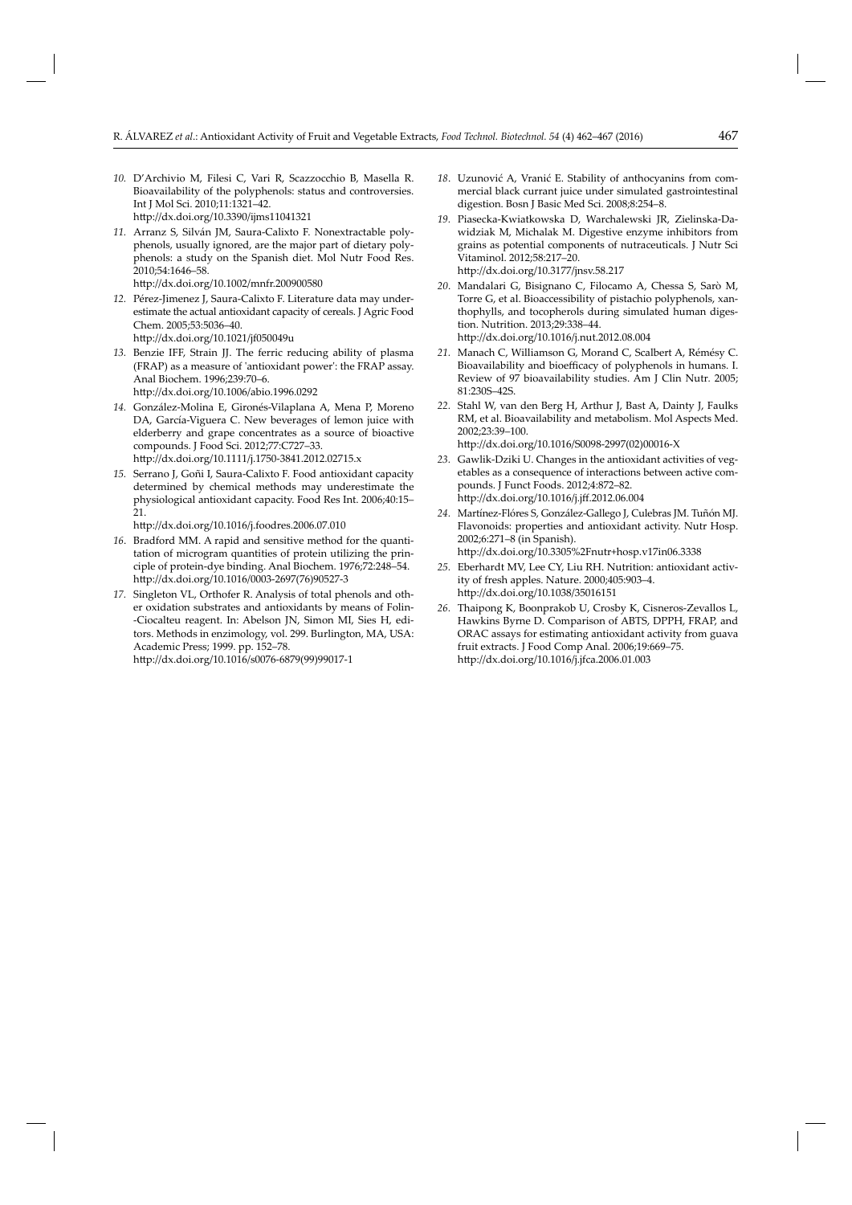10. D'Archivio M, Filesi C, Vari R, Scazzocchio B, Masella R. Bioavailability of the polyphenols: status and controversies. Int J Mol Sci. 2010;11:1321–42. http://dx.doi.org/10.3390/ijms11041321

11. Arranz S, Silván JM, Saura-Calixto F. Nonextractable polyphenols, usually ignored, are the major part of dietary polyphenols: a study on the Spanish diet. Mol Nutr Food Res. 2010;54:1646–58. http://dx.doi.org/10.1002/mnfr.200900580

12. Pérez-Jimenez J, Saura-Calixto F. Literature data may underestimate the actual antioxidant capacity of cereals. J Agric Food Chem. 2005;53:5036–40. http://dx.doi.org/10.1021/jf050049u

13. Benzie IFF, Strain JJ. The ferric reducing ability of plasma (FRAP) as a measure of 'antioxidant power': the FRAP assay. Anal Biochem. 1996;239:70–6. http://dx.doi.org/10.1006/abio.1996.0292

14. González-Molina E, Gironés-Vilaplana A, Mena P, Moreno DA, García-Viguera C. New beverages of lemon juice with elderberry and grape concentrates as a source of bioactive compounds. J Food Sci. 2012;77:C727–33. http://dx.doi.org/10.1111/j.1750-3841.2012.02715.x

15. Serrano J, Goñi I, Saura-Calixto F. Food antioxidant capacity determined by chemical methods may underestimate the physiological antioxidant capacity. Food Res Int. 2006;40:15–21. http://dx.doi.org/10.1016/j.foodres.2006.07.010

16. Bradford MM. A rapid and sensitive method for the quantitation of microgram quantities of protein utilizing the principle of protein-dye binding. Anal Biochem. 1976;72:248–54. http://dx.doi.org/10.1016/0003-2697(76)90527-3

17. Singleton VL, Orthofer R. Analysis of total phenols and other oxidation substrates and antioxidants by means of Folin--Ciocalteu reagent. In: Abelson JN, Simon MI, Sies H, editors. Methods in enzimology, vol. 299. Burlington, MA, USA: Academic Press; 1999. pp. 152–78. http://dx.doi.org/10.1016/s0076-6879(99)99017-1

18. Uzunović A, Vranić E. Stability of anthocyanins from commercial black currant juice under simulated gastrointestinal digestion. Bosn J Basic Med Sci. 2008;8:254–8.

19. Piasecka-Kwiatkowska D, Warchalewski JR, Zielinska-Dawidziak M, Michalak M. Digestive enzyme inhibitors from grains as potential components of nutraceuticals. J Nutr Sci Vitaminol. 2012;58:217–20. http://dx.doi.org/10.3177/jnsv.58.217

20. Mandalari G, Bisignano C, Filocamo A, Chessa S, Sarò M, Torre G, et al. Bioaccessibility of pistachio polyphenols, xanthophylls, and tocopherols during simulated human digestion. Nutrition. 2013;29:338–44. http://dx.doi.org/10.1016/j.nut.2012.08.004

21. Manach C, Williamson G, Morand C, Scalbert A, Rémésy C. Bioavailability and bioefficacy of polyphenols in humans. I. Review of 97 bioavailability studies. Am J Clin Nutr. 2005; 81:230S–42S.

22. Stahl W, van den Berg H, Arthur J, Bast A, Dainty J, Faulks RM, et al. Bioavailability and metabolism. Mol Aspects Med. 2002;23:39–100. http://dx.doi.org/10.1016/S0098-2997(02)00016-X

23. Gawlik-Dziki U. Changes in the antioxidant activities of vegetables as a consequence of interactions between active compounds. J Funct Foods. 2012;4:872–82. http://dx.doi.org/10.1016/j.jff.2012.06.004

24. Martínez-Flóres S, González-Gallego J, Culebras JM. Tuñón MJ. Flavonoids: properties and antioxidant activity. Nutr Hosp. 2002;6:271–8 (in Spanish). http://dx.doi.org/10.3305%2Fnutr+hosp.v17in06.3338

25. Eberhardt MV, Lee CY, Liu RH. Nutrition: antioxidant activity of fresh apples. Nature. 2000;405:903–4. http://dx.doi.org/10.1038/35016151

26. Thaipong K, Boonprakob U, Crosby K, Cisneros-Zevallos L, Hawkins Byrne D. Comparison of ABTS, DPPH, FRAP, and ORAC assays for estimating antioxidant activity from guava fruit extracts. J Food Comp Anal. 2006;19:669–75. http://dx.doi.org/10.1016/j.jfca.2006.01.003